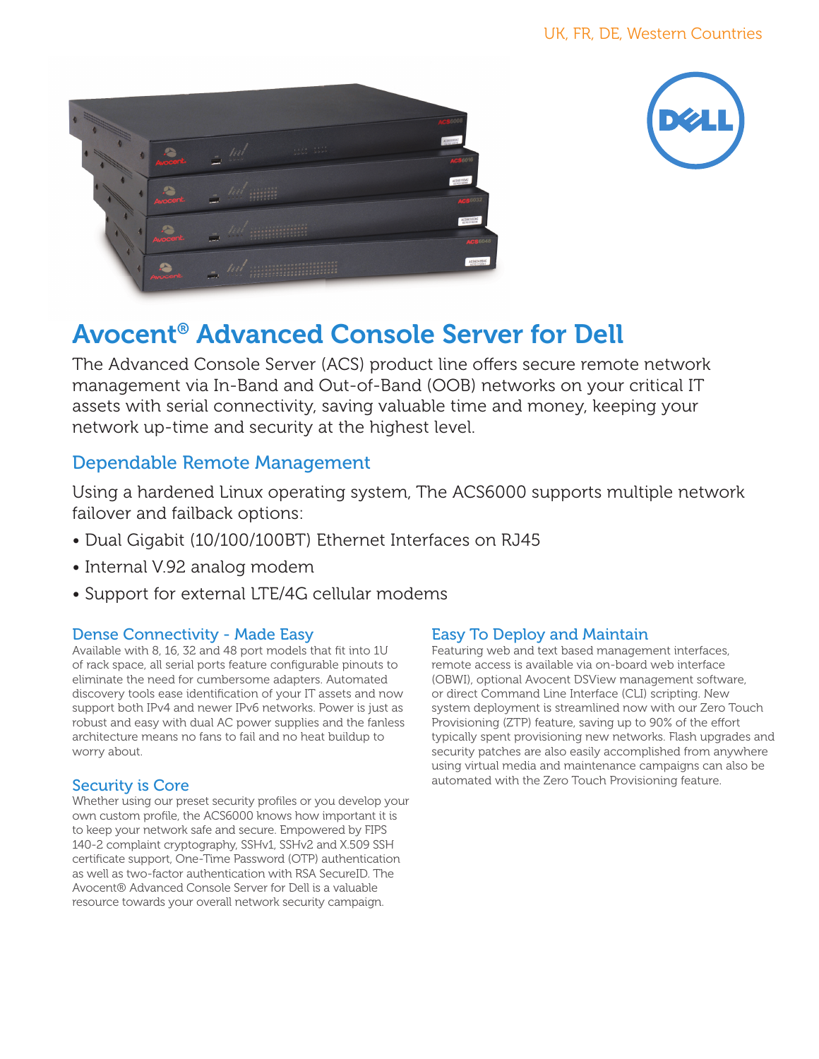UK, FR, DE, Western Countries

# Avocent® Advanced Console Server for Dell

The Advanced Console Server (ACS) product line offers secure remote network management via In-Band and Out-of-Band (OOB) networks on your critical IT assets with serial connectivity, saving valuable time and money, keeping your network up-time and security at the highest level.

## Dependable Remote Management

Using a hardened Linux operating system, The ACS6000 supports multiple network failover and failback options:

- Dual Gigabit (10/100/100BT) Ethernet Interfaces on RJ45
- Internal V.92 analog modem
- Support for external LTE/4G cellular modems

### Dense Connectivity - Made Easy

Available with 8, 16, 32 and 48 port models that fit into 1U of rack space, all serial ports feature configurable pinouts to eliminate the need for cumbersome adapters. Automated discovery tools ease identification of your IT assets and now support both IPv4 and newer IPv6 networks. Power is just as robust and easy with dual AC power supplies and the fanless architecture means no fans to fail and no heat buildup to worry about.

### Security is Core

Whether using our preset security profiles or you develop your own custom profile, the ACS6000 knows how important it is to keep your network safe and secure. Empowered by FIPS 140-2 complaint cryptography, SSHv1, SSHv2 and X.509 SSH certificate support, One-Time Password (OTP) authentication as well as two-factor authentication with RSA SecureID. The Avocent® Advanced Console Server for Dell is a valuable resource towards your overall network security campaign.

### Easy To Deploy and Maintain

Featuring web and text based management interfaces, remote access is available via on-board web interface (OBWI), optional Avocent DSView management software, or direct Command Line Interface (CLI) scripting. New system deployment is streamlined now with our Zero Touch Provisioning (ZTP) feature, saving up to 90% of the effort typically spent provisioning new networks. Flash upgrades and security patches are also easily accomplished from anywhere using virtual media and maintenance campaigns can also be automated with the Zero Touch Provisioning feature.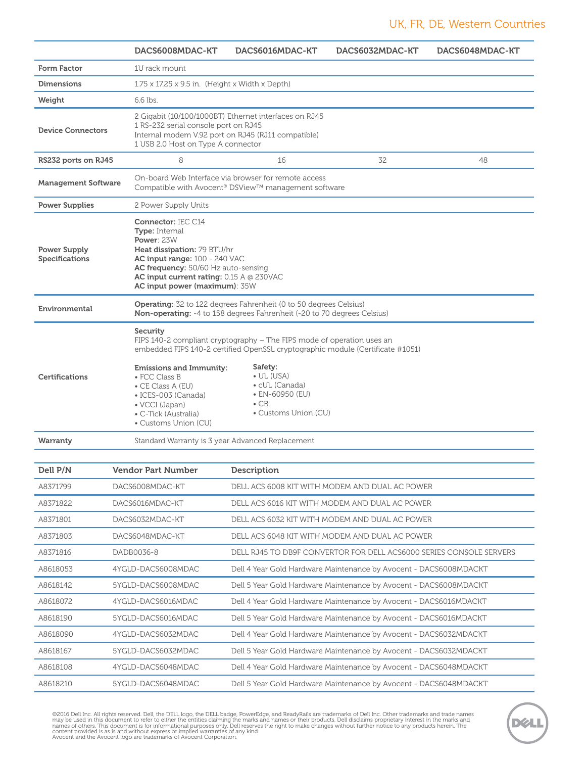UK, FR, DE, Western Countries

| | DACS6008MDAC-KT | DACS6016MDAC-KT | DACS6032MDAC-KT | DACS6048MDAC-KT |
|---|---|---|---|---|
| **Form Factor** | 1U rack mount | | | |
| **Dimensions** | 1.75 x 17.25 x 9.5 in. (Height x Width x Depth) | | | |
| **Weight** | 6.6 lbs. | | | |
| **Device Connectors** | 2 Gigabit (10/100/1000BT) Ethernet interfaces on RJ45<br>1 RS-232 serial console port on RJ45<br>Internal modem V.92 port on RJ45 (RJ11 compatible)<br>1 USB 2.0 Host on Type A connector | | | |
| **RS232 ports on RJ45** | 8 | 16 | 32 | 48 |
| **Management Software** | On-board Web Interface via browser for remote access<br>Compatible with Avocent® DSView™ management software | | | |
| **Power Supplies** | 2 Power Supply Units | | | |
| **Power Supply Specifications** | **Connector:** IEC C14<br>**Type:** Internal<br>**Power**: 23W<br>**Heat dissipation:** 79 BTU/hr<br>**AC input range:** 100 - 240 VAC<br>**AC frequency:** 50/60 Hz auto-sensing<br>**AC input current rating:** 0.15 A @ 230VAC<br>**AC input power (maximum)**: 35W | | | |
| **Environmental** | **Operating:** 32 to 122 degrees Fahrenheit (0 to 50 degrees Celsius)<br>**Non-operating:** -4 to 158 degrees Fahrenheit (-20 to 70 degrees Celsius) | | | |
| **Certifications** | **Security**<br>FIPS 140-2 compliant cryptography – The FIPS mode of operation uses an embedded FIPS 140-2 certified OpenSSL cryptographic module (Certificate #1051)<br><br>**Emissions and Immunity:**<br>• FCC Class B<br>• CE Class A (EU)<br>• ICES-003 (Canada)<br>• VCCI (Japan)<br>• C-Tick (Australia)<br>• Customs Union (CU)<br><br>**Safety:**<br>• UL (USA)<br>• cUL (Canada)<br>• EN-60950 (EU)<br>• CB<br>• Customs Union (CU) | | | |
| **Warranty** | Standard Warranty is 3 year Advanced Replacement | | | |

| Dell P/N | Vendor Part Number | Description |
|---|---|---|
| A8371799 | DACS6008MDAC-KT | DELL ACS 6008 KIT WITH MODEM AND DUAL AC POWER |
| A8371822 | DACS6016MDAC-KT | DELL ACS 6016 KIT WITH MODEM AND DUAL AC POWER |
| A8371801 | DACS6032MDAC-KT | DELL ACS 6032 KIT WITH MODEM AND DUAL AC POWER |
| A8371803 | DACS6048MDAC-KT | DELL ACS 6048 KIT WITH MODEM AND DUAL AC POWER |
| A8371816 | DADB0036-8 | DELL RJ45 TO DB9F CONVERTOR FOR DELL ACS6000 SERIES CONSOLE SERVERS |
| A8618053 | 4YGLD-DACS6008MDAC | Dell 4 Year Gold Hardware Maintenance by Avocent - DACS6008MDACKT |
| A8618142 | 5YGLD-DACS6008MDAC | Dell 5 Year Gold Hardware Maintenance by Avocent - DACS6008MDACKT |
| A8618072 | 4YGLD-DACS6016MDAC | Dell 4 Year Gold Hardware Maintenance by Avocent - DACS6016MDACKT |
| A8618190 | 5YGLD-DACS6016MDAC | Dell 5 Year Gold Hardware Maintenance by Avocent - DACS6016MDACKT |
| A8618090 | 4YGLD-DACS6032MDAC | Dell 4 Year Gold Hardware Maintenance by Avocent - DACS6032MDACKT |
| A8618167 | 5YGLD-DACS6032MDAC | Dell 5 Year Gold Hardware Maintenance by Avocent - DACS6032MDACKT |
| A8618108 | 4YGLD-DACS6048MDAC | Dell 4 Year Gold Hardware Maintenance by Avocent - DACS6048MDACKT |
| A8618210 | 5YGLD-DACS6048MDAC | Dell 5 Year Gold Hardware Maintenance by Avocent - DACS6048MDACKT |

©2016 Dell Inc. All rights reserved. Dell, the DELL logo, the DELL badge, PowerEdge, and ReadyRails are trademarks of Dell Inc. Other trademarks and trade names may be used in this document to refer to either the entities claiming the marks and names or their products. Dell disclaims proprietary interest in the marks and names of others. This document is for informational purposes only. Dell reserves the right to make changes without further notice to any products herein. The content provided is as is and without express or implied warranties of any kind.
Avocent and the Avocent logo are trademarks of Avocent Corporation.